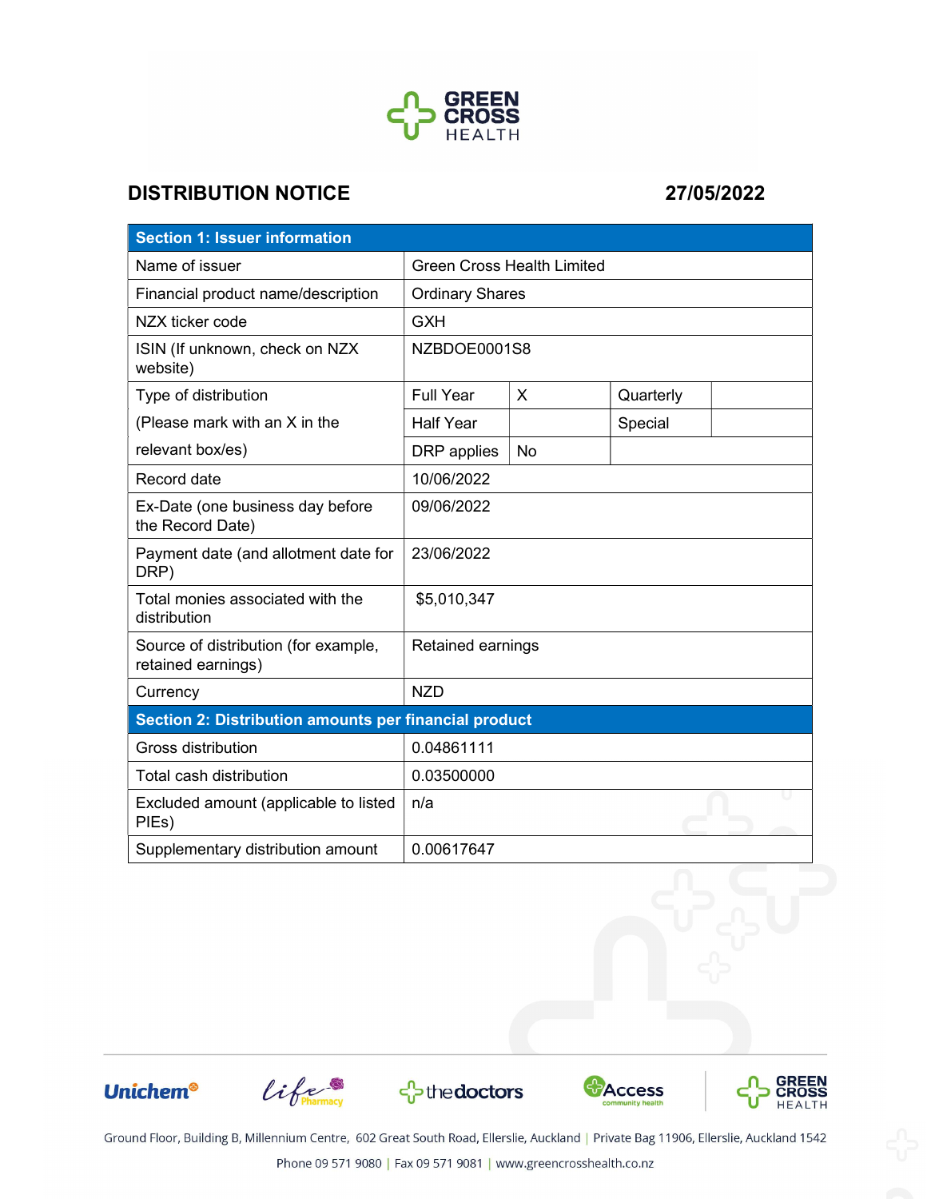# DISTRIBUTION NOTICE

**27/05/2022**

| **Section 1: Issuer information** | | | | |
|---|---|---|---|---|
| Name of issuer | Green Cross Health Limited | | | |
| Financial product name/description | Ordinary Shares | | | |
| NZX ticker code | GXH | | | |
| ISIN (If unknown, check on NZX website) | NZBDOE0001S8 | | | |
| Type of distribution (Please mark with an X in the relevant box/es) | Full Year | X | Quarterly | |
| | Half Year | | Special | |
| | DRP applies | No | | |
| Record date | 10/06/2022 | | | |
| Ex-Date (one business day before the Record Date) | 09/06/2022 | | | |
| Payment date (and allotment date for DRP) | 23/06/2022 | | | |
| Total monies associated with the distribution | $5,010,347 | | | |
| Source of distribution (for example, retained earnings) | Retained earnings | | | |
| Currency | NZD | | | |
| **Section 2: Distribution amounts per financial product** | | | | |
| Gross distribution | 0.04861111 | | | |
| Total cash distribution | 0.03500000 | | | |
| Excluded amount (applicable to listed PIEs) | n/a | | | |
| Supplementary distribution amount | 0.00617647 | | | |

Ground Floor, Building B, Millennium Centre, 602 Great South Road, Ellerslie, Auckland | Private Bag 11906, Ellerslie, Auckland 1542

Phone 09 571 9080 | Fax 09 571 9081 | www.greencrosshealth.co.nz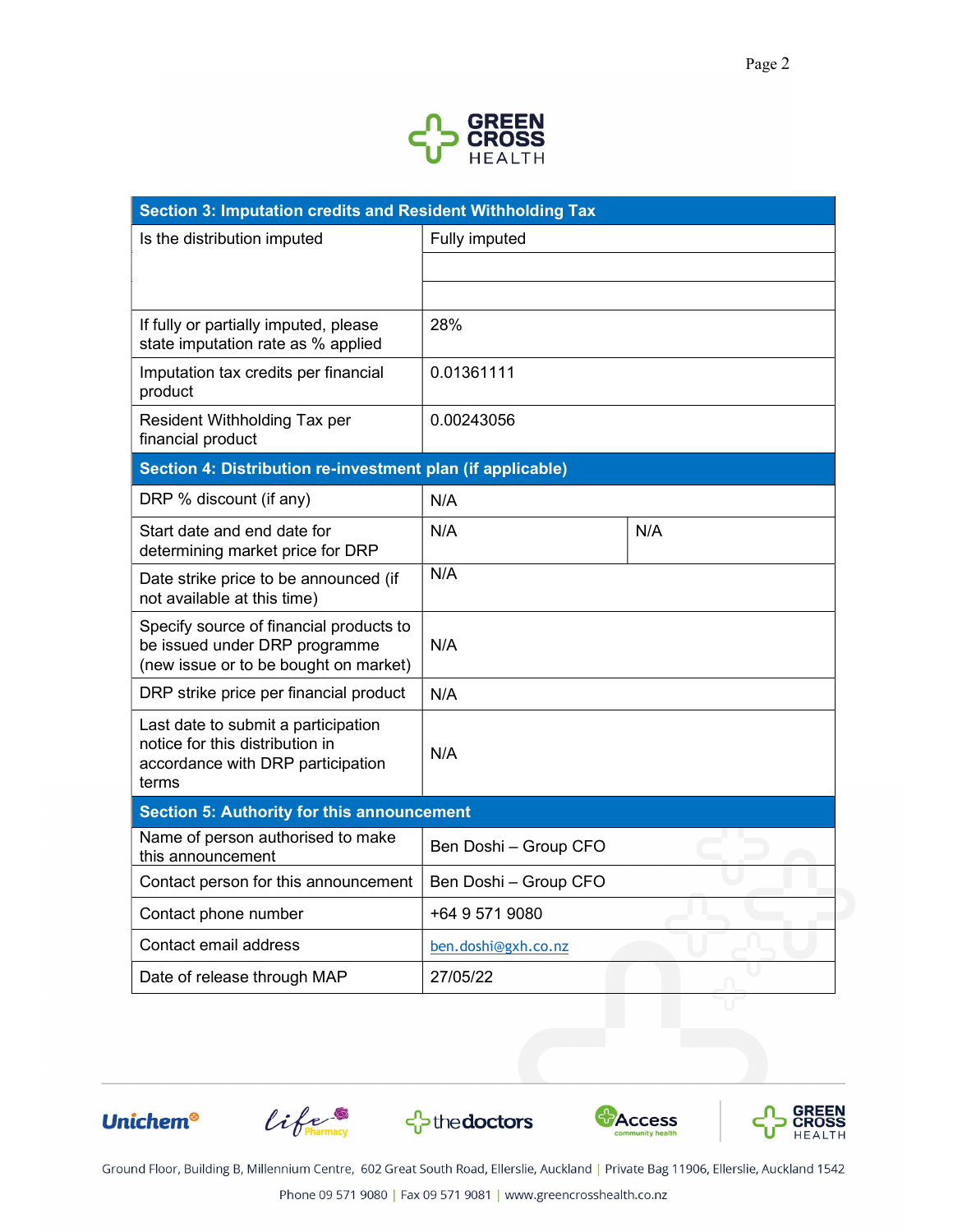| | | |
|---|---|---|
| **Section 3: Imputation credits and Resident Withholding Tax** | | |
| Is the distribution imputed | Fully imputed | |
| | | |
| | | |
| If fully or partially imputed, please state imputation rate as % applied | 28% | |
| Imputation tax credits per financial product | 0.01361111 | |
| Resident Withholding Tax per financial product | 0.00243056 | |
| **Section 4: Distribution re-investment plan (if applicable)** | | |
| DRP % discount (if any) | N/A | |
| Start date and end date for determining market price for DRP | N/A | N/A |
| Date strike price to be announced (if not available at this time) | N/A | |
| Specify source of financial products to be issued under DRP programme (new issue or to be bought on market) | N/A | |
| DRP strike price per financial product | N/A | |
| Last date to submit a participation notice for this distribution in accordance with DRP participation terms | N/A | |
| **Section 5: Authority for this announcement** | | |
| Name of person authorised to make this announcement | Ben Doshi – Group CFO | |
| Contact person for this announcement | Ben Doshi – Group CFO | |
| Contact phone number | +64 9 571 9080 | |
| Contact email address | ben.doshi@gxh.co.nz | |
| Date of release through MAP | 27/05/22 | |

Ground Floor, Building B, Millennium Centre, 602 Great South Road, Ellerslie, Auckland | Private Bag 11906, Ellerslie, Auckland 1542

Phone 09 571 9080 | Fax 09 571 9081 | www.greencrosshealth.co.nz